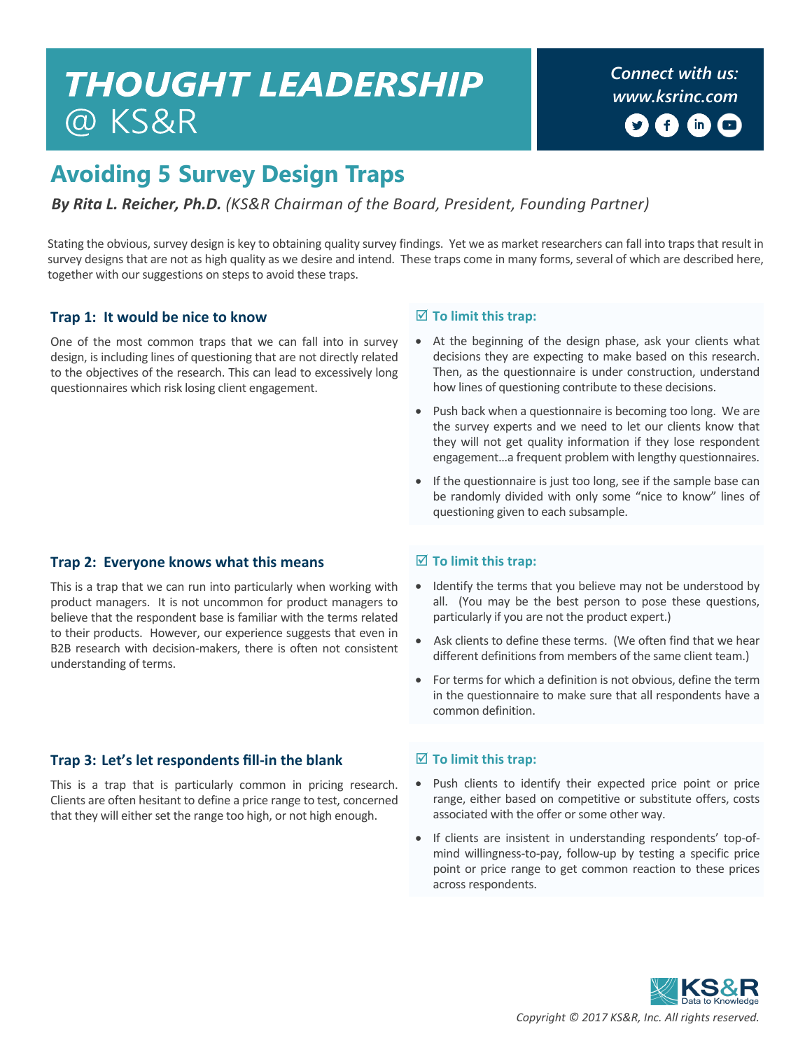# THOUGHT LEADERSHIP @ KS&R

*Connect with us: www.ksrinc.com*

## Avoiding 5 Survey Design Traps

***By Rita L. Reicher, Ph.D.** (KS&R Chairman of the Board, President, Founding Partner)*

Stating the obvious, survey design is key to obtaining quality survey findings. Yet we as market researchers can fall into traps that result in survey designs that are not as high quality as we desire and intend. These traps come in many forms, several of which are described here, together with our suggestions on steps to avoid these traps.

### Trap 1: It would be nice to know

One of the most common traps that we can fall into in survey design, is including lines of questioning that are not directly related to the objectives of the research. This can lead to excessively long questionnaires which risk losing client engagement.

**☑ To limit this trap:**

- At the beginning of the design phase, ask your clients what decisions they are expecting to make based on this research. Then, as the questionnaire is under construction, understand how lines of questioning contribute to these decisions.
- Push back when a questionnaire is becoming too long. We are the survey experts and we need to let our clients know that they will not get quality information if they lose respondent engagement…a frequent problem with lengthy questionnaires.
- If the questionnaire is just too long, see if the sample base can be randomly divided with only some "nice to know" lines of questioning given to each subsample.

### Trap 2: Everyone knows what this means

This is a trap that we can run into particularly when working with product managers. It is not uncommon for product managers to believe that the respondent base is familiar with the terms related to their products. However, our experience suggests that even in B2B research with decision-makers, there is often not consistent understanding of terms.

**☑ To limit this trap:**

- Identify the terms that you believe may not be understood by all. (You may be the best person to pose these questions, particularly if you are not the product expert.)
- Ask clients to define these terms. (We often find that we hear different definitions from members of the same client team.)
- For terms for which a definition is not obvious, define the term in the questionnaire to make sure that all respondents have a common definition.

### Trap 3: Let's let respondents fill-in the blank

This is a trap that is particularly common in pricing research. Clients are often hesitant to define a price range to test, concerned that they will either set the range too high, or not high enough.

**☑ To limit this trap:**

- Push clients to identify their expected price point or price range, either based on competitive or substitute offers, costs associated with the offer or some other way.
- If clients are insistent in understanding respondents' top-of-mind willingness-to-pay, follow-up by testing a specific price point or price range to get common reaction to these prices across respondents.

*Copyright © 2017 KS&R, Inc. All rights reserved.*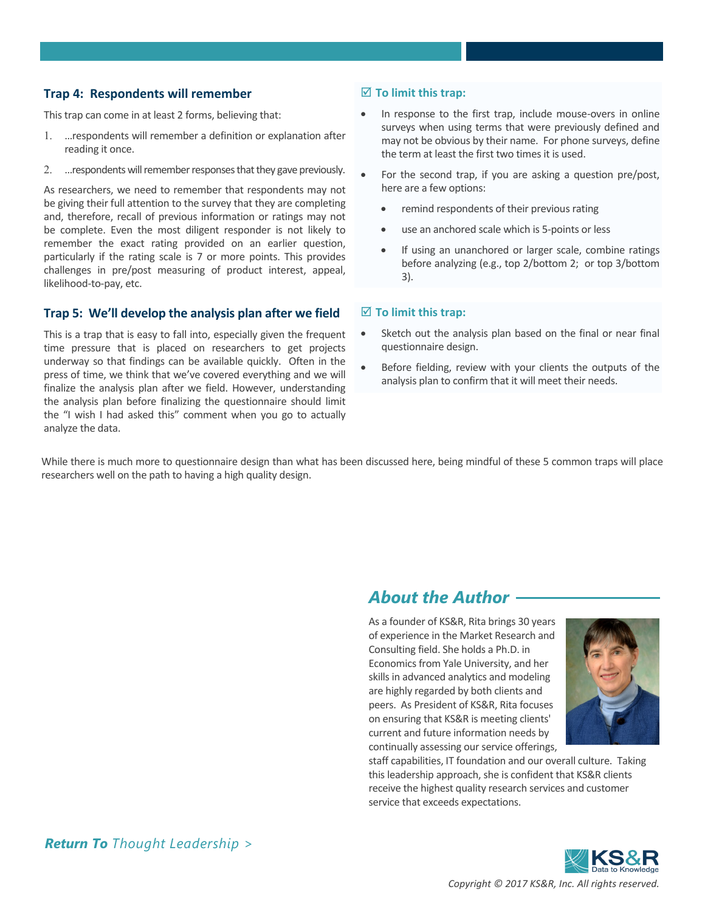### Trap 4: Respondents will remember

This trap can come in at least 2 forms, believing that:

1. …respondents will remember a definition or explanation after reading it once.
2. …respondents will remember responses that they gave previously.

As researchers, we need to remember that respondents may not be giving their full attention to the survey that they are completing and, therefore, recall of previous information or ratings may not be complete. Even the most diligent responder is not likely to remember the exact rating provided on an earlier question, particularly if the rating scale is 7 or more points. This provides challenges in pre/post measuring of product interest, appeal, likelihood-to-pay, etc.

**☑ To limit this trap:**

- In response to the first trap, include mouse-overs in online surveys when using terms that were previously defined and may not be obvious by their name. For phone surveys, define the term at least the first two times it is used.
- For the second trap, if you are asking a question pre/post, here are a few options:
  - remind respondents of their previous rating
  - use an anchored scale which is 5-points or less
  - If using an unanchored or larger scale, combine ratings before analyzing (e.g., top 2/bottom 2; or top 3/bottom 3).

### Trap 5: We'll develop the analysis plan after we field

This is a trap that is easy to fall into, especially given the frequent time pressure that is placed on researchers to get projects underway so that findings can be available quickly. Often in the press of time, we think that we've covered everything and we will finalize the analysis plan after we field. However, understanding the analysis plan before finalizing the questionnaire should limit the "I wish I had asked this" comment when you go to actually analyze the data.

**☑ To limit this trap:**

- Sketch out the analysis plan based on the final or near final questionnaire design.
- Before fielding, review with your clients the outputs of the analysis plan to confirm that it will meet their needs.

While there is much more to questionnaire design than what has been discussed here, being mindful of these 5 common traps will place researchers well on the path to having a high quality design.

## *About the Author*

As a founder of KS&R, Rita brings 30 years of experience in the Market Research and Consulting field. She holds a Ph.D. in Economics from Yale University, and her skills in advanced analytics and modeling are highly regarded by both clients and peers. As President of KS&R, Rita focuses on ensuring that KS&R is meeting clients' current and future information needs by continually assessing our service offerings, staff capabilities, IT foundation and our overall culture. Taking this leadership approach, she is confident that KS&R clients receive the highest quality research services and customer service that exceeds expectations.

***Return To** Thought Leadership >*

KS&R Data to Knowledge

*Copyright © 2017 KS&R, Inc. All rights reserved.*